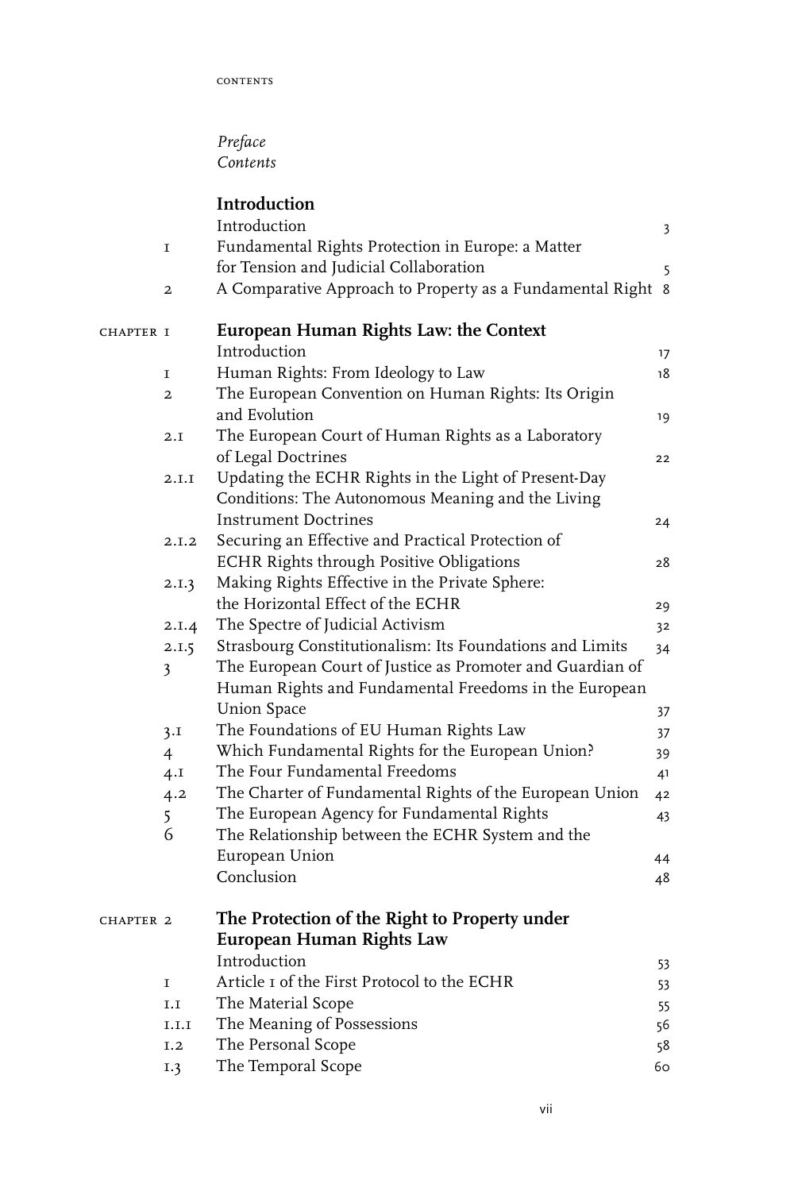# Contents

*Preface*
*Contents*

| | | |
|---|---|---|
| | **Introduction** | |
| | Introduction | 3 |
| 1 | Fundamental Rights Protection in Europe: a Matter for Tension and Judicial Collaboration | 5 |
| 2 | A Comparative Approach to Property as a Fundamental Right | 8 |
| CHAPTER 1 | **European Human Rights Law: the Context** | |
| | Introduction | 17 |
| 1 | Human Rights: From Ideology to Law | 18 |
| 2 | The European Convention on Human Rights: Its Origin and Evolution | 19 |
| 2.1 | The European Court of Human Rights as a Laboratory of Legal Doctrines | 22 |
| 2.1.1 | Updating the ECHR Rights in the Light of Present-Day Conditions: The Autonomous Meaning and the Living Instrument Doctrines | 24 |
| 2.1.2 | Securing an Effective and Practical Protection of ECHR Rights through Positive Obligations | 28 |
| 2.1.3 | Making Rights Effective in the Private Sphere: the Horizontal Effect of the ECHR | 29 |
| 2.1.4 | The Spectre of Judicial Activism | 32 |
| 2.1.5 | Strasbourg Constitutionalism: Its Foundations and Limits | 34 |
| 3 | The European Court of Justice as Promoter and Guardian of Human Rights and Fundamental Freedoms in the European Union Space | 37 |
| 3.1 | The Foundations of EU Human Rights Law | 37 |
| 4 | Which Fundamental Rights for the European Union? | 39 |
| 4.1 | The Four Fundamental Freedoms | 41 |
| 4.2 | The Charter of Fundamental Rights of the European Union | 42 |
| 5 | The European Agency for Fundamental Rights | 43 |
| 6 | The Relationship between the ECHR System and the European Union | 44 |
| | Conclusion | 48 |
| CHAPTER 2 | **The Protection of the Right to Property under European Human Rights Law** | |
| | Introduction | 53 |
| 1 | Article 1 of the First Protocol to the ECHR | 53 |
| 1.1 | The Material Scope | 55 |
| 1.1.1 | The Meaning of Possessions | 56 |
| 1.2 | The Personal Scope | 58 |
| 1.3 | The Temporal Scope | 60 |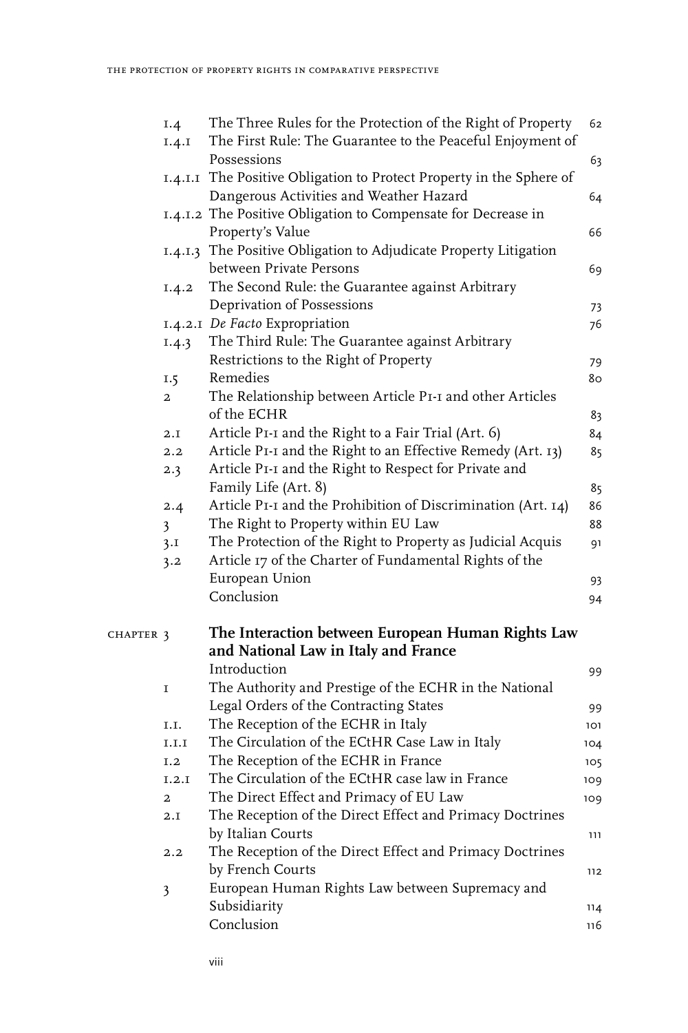| | | |
|---|---|---|
| 1.4 | The Three Rules for the Protection of the Right of Property | 62 |
| 1.4.1 | The First Rule: The Guarantee to the Peaceful Enjoyment of Possessions | 63 |
| 1.4.1.1 | The Positive Obligation to Protect Property in the Sphere of Dangerous Activities and Weather Hazard | 64 |
| 1.4.1.2 | The Positive Obligation to Compensate for Decrease in Property's Value | 66 |
| 1.4.1.3 | The Positive Obligation to Adjudicate Property Litigation between Private Persons | 69 |
| 1.4.2 | The Second Rule: the Guarantee against Arbitrary Deprivation of Possessions | 73 |
| 1.4.2.1 | *De Facto* Expropriation | 76 |
| 1.4.3 | The Third Rule: The Guarantee against Arbitrary Restrictions to the Right of Property | 79 |
| 1.5 | Remedies | 80 |
| 2 | The Relationship between Article P1-1 and other Articles of the ECHR | 83 |
| 2.1 | Article P1-1 and the Right to a Fair Trial (Art. 6) | 84 |
| 2.2 | Article P1-1 and the Right to an Effective Remedy (Art. 13) | 85 |
| 2.3 | Article P1-1 and the Right to Respect for Private and Family Life (Art. 8) | 85 |
| 2.4 | Article P1-1 and the Prohibition of Discrimination (Art. 14) | 86 |
| 3 | The Right to Property within EU Law | 88 |
| 3.1 | The Protection of the Right to Property as Judicial Acquis | 91 |
| 3.2 | Article 17 of the Charter of Fundamental Rights of the European Union | 93 |
| | Conclusion | 94 |

## CHAPTER 3 The Interaction between European Human Rights Law and National Law in Italy and France

| | | |
|---|---|---|
| | Introduction | 99 |
| 1 | The Authority and Prestige of the ECHR in the National Legal Orders of the Contracting States | 99 |
| 1.1. | The Reception of the ECHR in Italy | 101 |
| 1.1.1 | The Circulation of the ECtHR Case Law in Italy | 104 |
| 1.2 | The Reception of the ECHR in France | 105 |
| 1.2.1 | The Circulation of the ECtHR case law in France | 109 |
| 2 | The Direct Effect and Primacy of EU Law | 109 |
| 2.1 | The Reception of the Direct Effect and Primacy Doctrines by Italian Courts | 111 |
| 2.2 | The Reception of the Direct Effect and Primacy Doctrines by French Courts | 112 |
| 3 | European Human Rights Law between Supremacy and Subsidiarity | 114 |
| | Conclusion | 116 |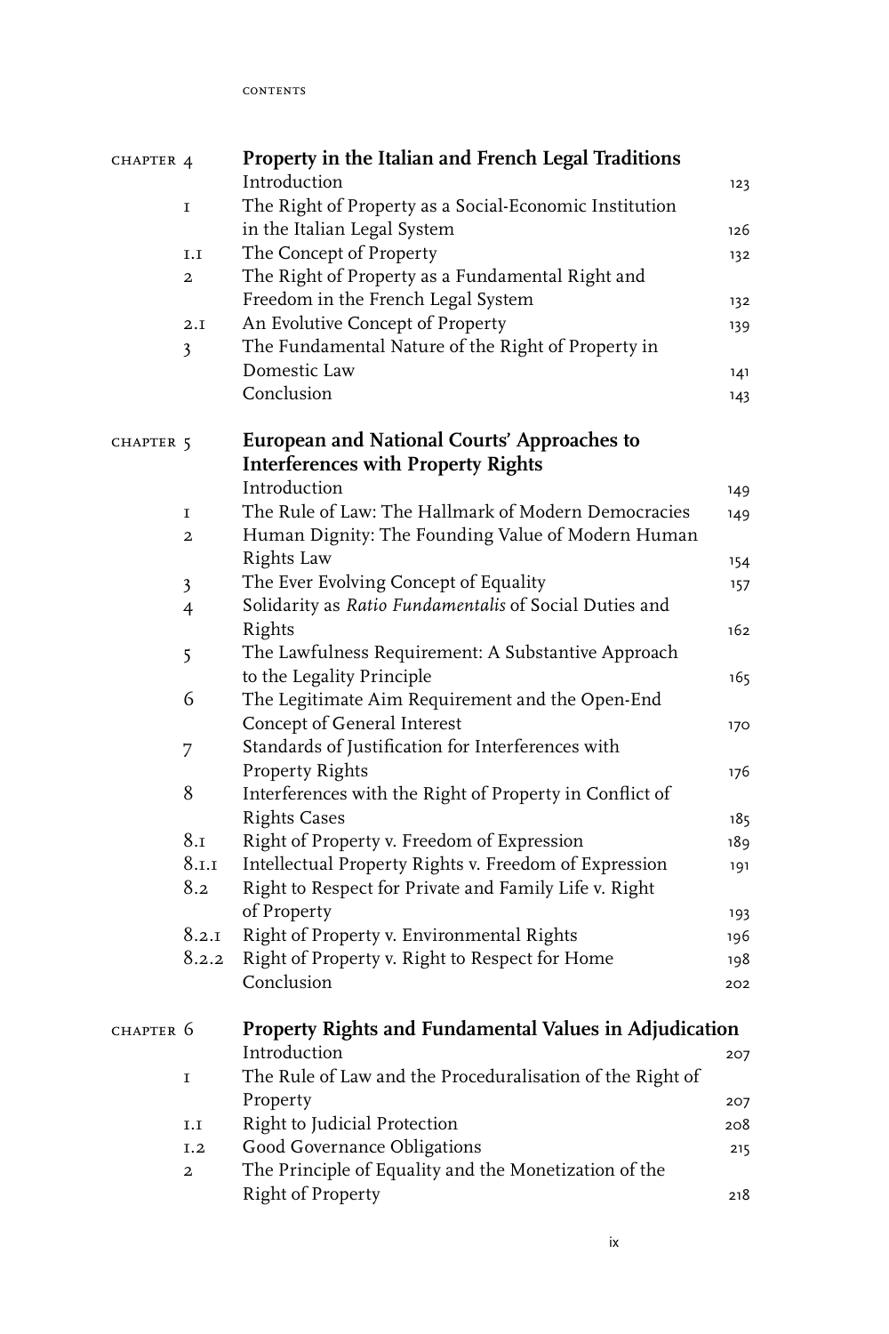| | | |
|---|---|---|
| CHAPTER 4 | **Property in the Italian and French Legal Traditions** | |
| | Introduction | 123 |
| 1 | The Right of Property as a Social-Economic Institution in the Italian Legal System | 126 |
| 1.1 | The Concept of Property | 132 |
| 2 | The Right of Property as a Fundamental Right and Freedom in the French Legal System | 132 |
| 2.1 | An Evolutive Concept of Property | 139 |
| 3 | The Fundamental Nature of the Right of Property in Domestic Law | 141 |
| | Conclusion | 143 |
| CHAPTER 5 | **European and National Courts' Approaches to Interferences with Property Rights** | |
| | Introduction | 149 |
| 1 | The Rule of Law: The Hallmark of Modern Democracies | 149 |
| 2 | Human Dignity: The Founding Value of Modern Human Rights Law | 154 |
| 3 | The Ever Evolving Concept of Equality | 157 |
| 4 | Solidarity as *Ratio Fundamentalis* of Social Duties and Rights | 162 |
| 5 | The Lawfulness Requirement: A Substantive Approach to the Legality Principle | 165 |
| 6 | The Legitimate Aim Requirement and the Open-End Concept of General Interest | 170 |
| 7 | Standards of Justification for Interferences with Property Rights | 176 |
| 8 | Interferences with the Right of Property in Conflict of Rights Cases | 185 |
| 8.1 | Right of Property v. Freedom of Expression | 189 |
| 8.1.1 | Intellectual Property Rights v. Freedom of Expression | 191 |
| 8.2 | Right to Respect for Private and Family Life v. Right of Property | 193 |
| 8.2.1 | Right of Property v. Environmental Rights | 196 |
| 8.2.2 | Right of Property v. Right to Respect for Home | 198 |
| | Conclusion | 202 |
| CHAPTER 6 | **Property Rights and Fundamental Values in Adjudication** | |
| | Introduction | 207 |
| 1 | The Rule of Law and the Proceduralisation of the Right of Property | 207 |
| 1.1 | Right to Judicial Protection | 208 |
| 1.2 | Good Governance Obligations | 215 |
| 2 | The Principle of Equality and the Monetization of the Right of Property | 218 |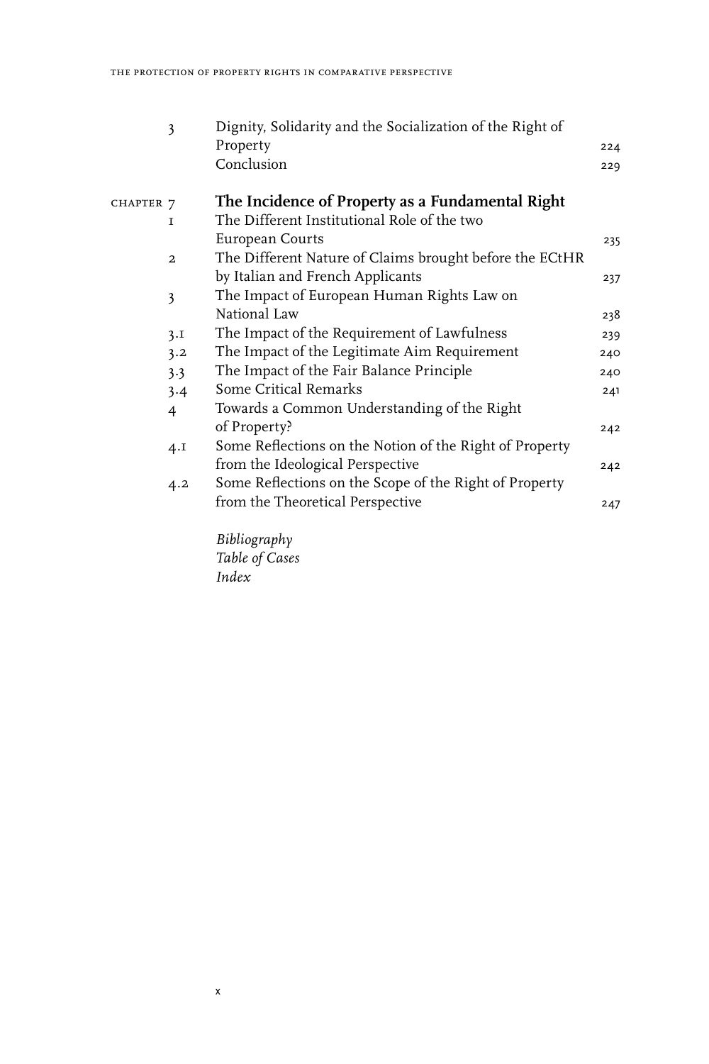| | | |
|---|---|---|
| 3 | Dignity, Solidarity and the Socialization of the Right of Property | 224 |
| | Conclusion | 229 |
| CHAPTER 7 | **The Incidence of Property as a Fundamental Right** | |
| 1 | The Different Institutional Role of the two European Courts | 235 |
| 2 | The Different Nature of Claims brought before the ECtHR by Italian and French Applicants | 237 |
| 3 | The Impact of European Human Rights Law on National Law | 238 |
| 3.1 | The Impact of the Requirement of Lawfulness | 239 |
| 3.2 | The Impact of the Legitimate Aim Requirement | 240 |
| 3.3 | The Impact of the Fair Balance Principle | 240 |
| 3.4 | Some Critical Remarks | 241 |
| 4 | Towards a Common Understanding of the Right of Property? | 242 |
| 4.1 | Some Reflections on the Notion of the Right of Property from the Ideological Perspective | 242 |
| 4.2 | Some Reflections on the Scope of the Right of Property from the Theoretical Perspective | 247 |
| | *Bibliography* | |
| | *Table of Cases* | |
| | *Index* | |